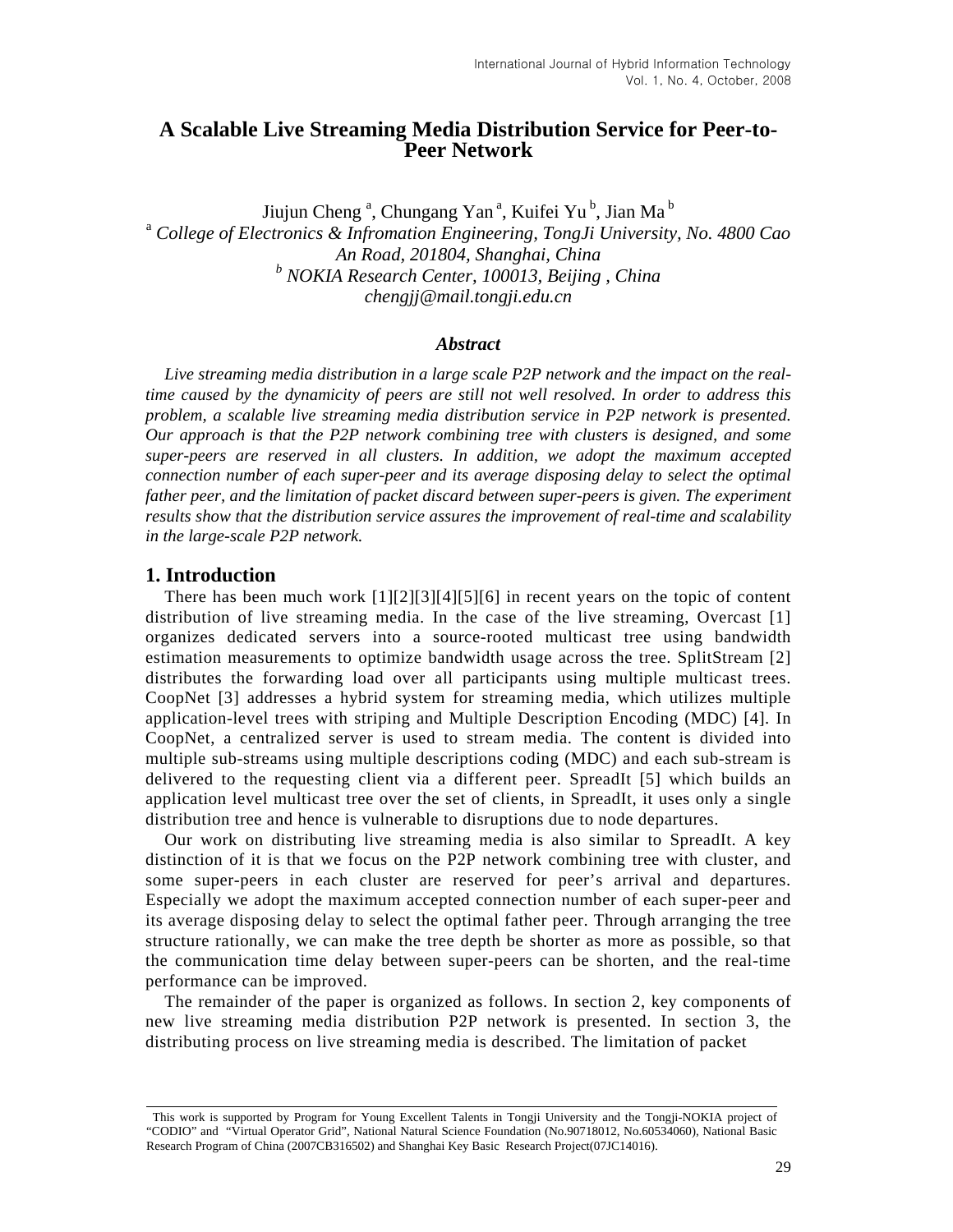# A Scalable Live Streaming Media Distribution Service for Peer-to-Peer Network

Jiujun Cheng [a], Chungang Yan [a], Kuifei Yu [b], Jian Ma [b]

[a] *College of Electronics & Infromation Engineering, TongJi University, No. 4800 Cao An Road, 201804, Shanghai, China*

[b] *NOKIA Research Center, 100013, Beijing , China*

*chengjj@mail.tongji.edu.cn*

### *Abstract*

*Live streaming media distribution in a large scale P2P network and the impact on the real-time caused by the dynamicity of peers are still not well resolved. In order to address this problem, a scalable live streaming media distribution service in P2P network is presented. Our approach is that the P2P network combining tree with clusters is designed, and some super-peers are reserved in all clusters. In addition, we adopt the maximum accepted connection number of each super-peer and its average disposing delay to select the optimal father peer, and the limitation of packet discard between super-peers is given. The experiment results show that the distribution service assures the improvement of real-time and scalability in the large-scale P2P network.*

## 1. Introduction

There has been much work [1][2][3][4][5][6] in recent years on the topic of content distribution of live streaming media. In the case of the live streaming, Overcast [1] organizes dedicated servers into a source-rooted multicast tree using bandwidth estimation measurements to optimize bandwidth usage across the tree. SplitStream [2] distributes the forwarding load over all participants using multiple multicast trees. CoopNet [3] addresses a hybrid system for streaming media, which utilizes multiple application-level trees with striping and Multiple Description Encoding (MDC) [4]. In CoopNet, a centralized server is used to stream media. The content is divided into multiple sub-streams using multiple descriptions coding (MDC) and each sub-stream is delivered to the requesting client via a different peer. SpreadIt [5] which builds an application level multicast tree over the set of clients, in SpreadIt, it uses only a single distribution tree and hence is vulnerable to disruptions due to node departures.

Our work on distributing live streaming media is also similar to SpreadIt. A key distinction of it is that we focus on the P2P network combining tree with cluster, and some super-peers in each cluster are reserved for peer's arrival and departures. Especially we adopt the maximum accepted connection number of each super-peer and its average disposing delay to select the optimal father peer. Through arranging the tree structure rationally, we can make the tree depth be shorter as more as possible, so that the communication time delay between super-peers can be shorten, and the real-time performance can be improved.

The remainder of the paper is organized as follows. In section 2, key components of new live streaming media distribution P2P network is presented. In section 3, the distributing process on live streaming media is described. The limitation of packet

This work is supported by Program for Young Excellent Talents in Tongji University and the Tongji-NOKIA project of "CODIO" and "Virtual Operator Grid", National Natural Science Foundation (No.90718012, No.60534060), National Basic Research Program of China (2007CB316502) and Shanghai Key Basic Research Project(07JC14016).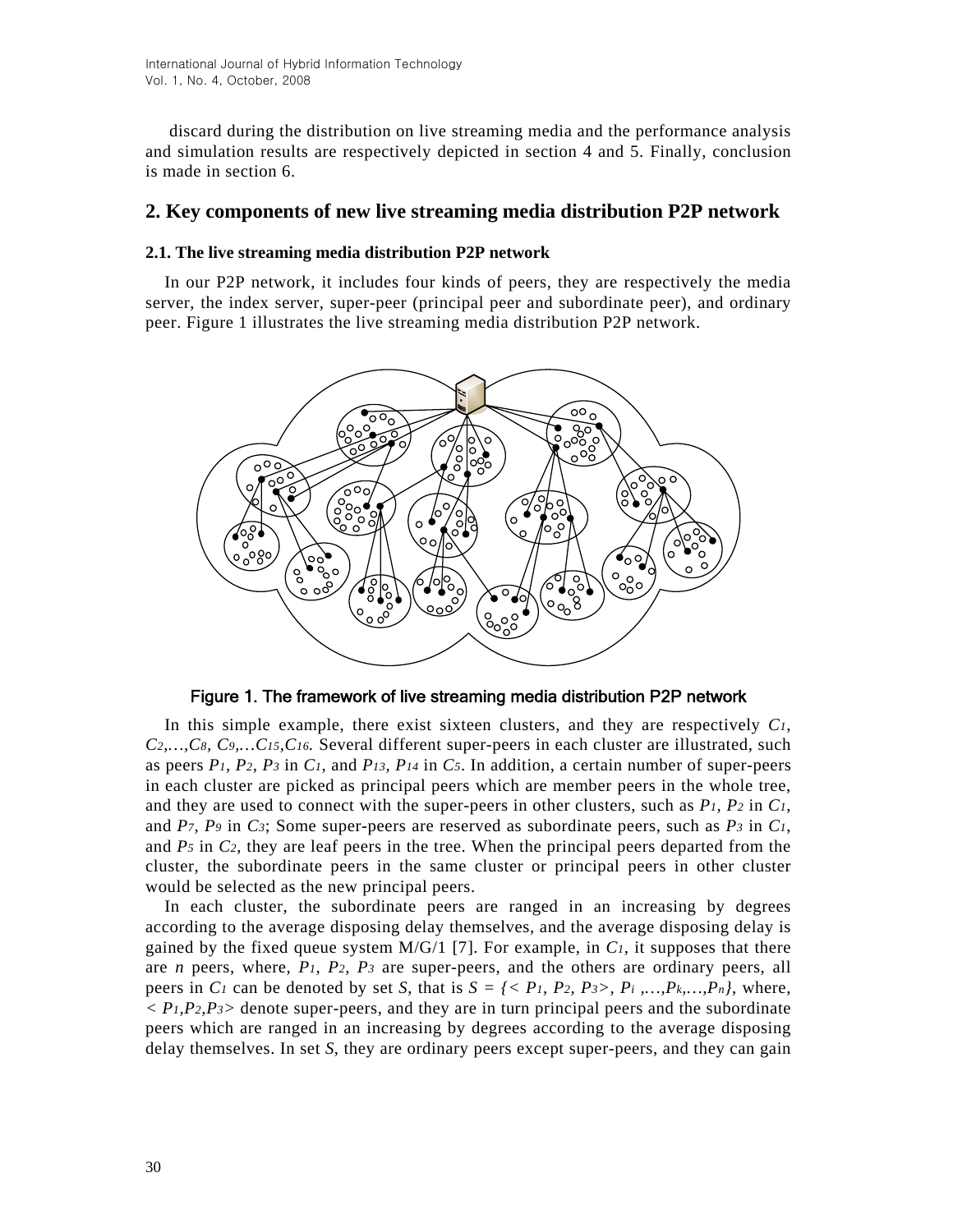discard during the distribution on live streaming media and the performance analysis and simulation results are respectively depicted in section 4 and 5. Finally, conclusion is made in section 6.

## 2. Key components of new live streaming media distribution P2P network

### 2.1. The live streaming media distribution P2P network

In our P2P network, it includes four kinds of peers, they are respectively the media server, the index server, super-peer (principal peer and subordinate peer), and ordinary peer. Figure 1 illustrates the live streaming media distribution P2P network.

Figure 1. The framework of live streaming media distribution P2P network

In this simple example, there exist sixteen clusters, and they are respectively $C_1$, $C_2$,…,$C_8$, $C_9$,…$C_{15}$,$C_{16}$. Several different super-peers in each cluster are illustrated, such as peers $P_1$, $P_2$, $P_3$ in $C_1$, and $P_{13}$, $P_{14}$ in $C_5$. In addition, a certain number of super-peers in each cluster are picked as principal peers which are member peers in the whole tree, and they are used to connect with the super-peers in other clusters, such as $P_1$, $P_2$ in $C_1$, and $P_7$, $P_9$ in $C_3$; Some super-peers are reserved as subordinate peers, such as $P_3$ in $C_1$, and $P_5$ in $C_2$, they are leaf peers in the tree. When the principal peers departed from the cluster, the subordinate peers in the same cluster or principal peers in other cluster would be selected as the new principal peers.

In each cluster, the subordinate peers are ranged in an increasing by degrees according to the average disposing delay themselves, and the average disposing delay is gained by the fixed queue system M/G/1 [7]. For example, in $C_1$, it supposes that there are $n$ peers, where, $P_1$, $P_2$, $P_3$ are super-peers, and the others are ordinary peers, all peers in $C_1$ can be denoted by set $S$, that is $S = \{< P_1, P_2, P_3>, P_i ,…,P_k,…,P_n\}$, where, $< P_1,P_2,P_3>$ denote super-peers, and they are in turn principal peers and the subordinate peers which are ranged in an increasing by degrees according to the average disposing delay themselves. In set $S$, they are ordinary peers except super-peers, and they can gain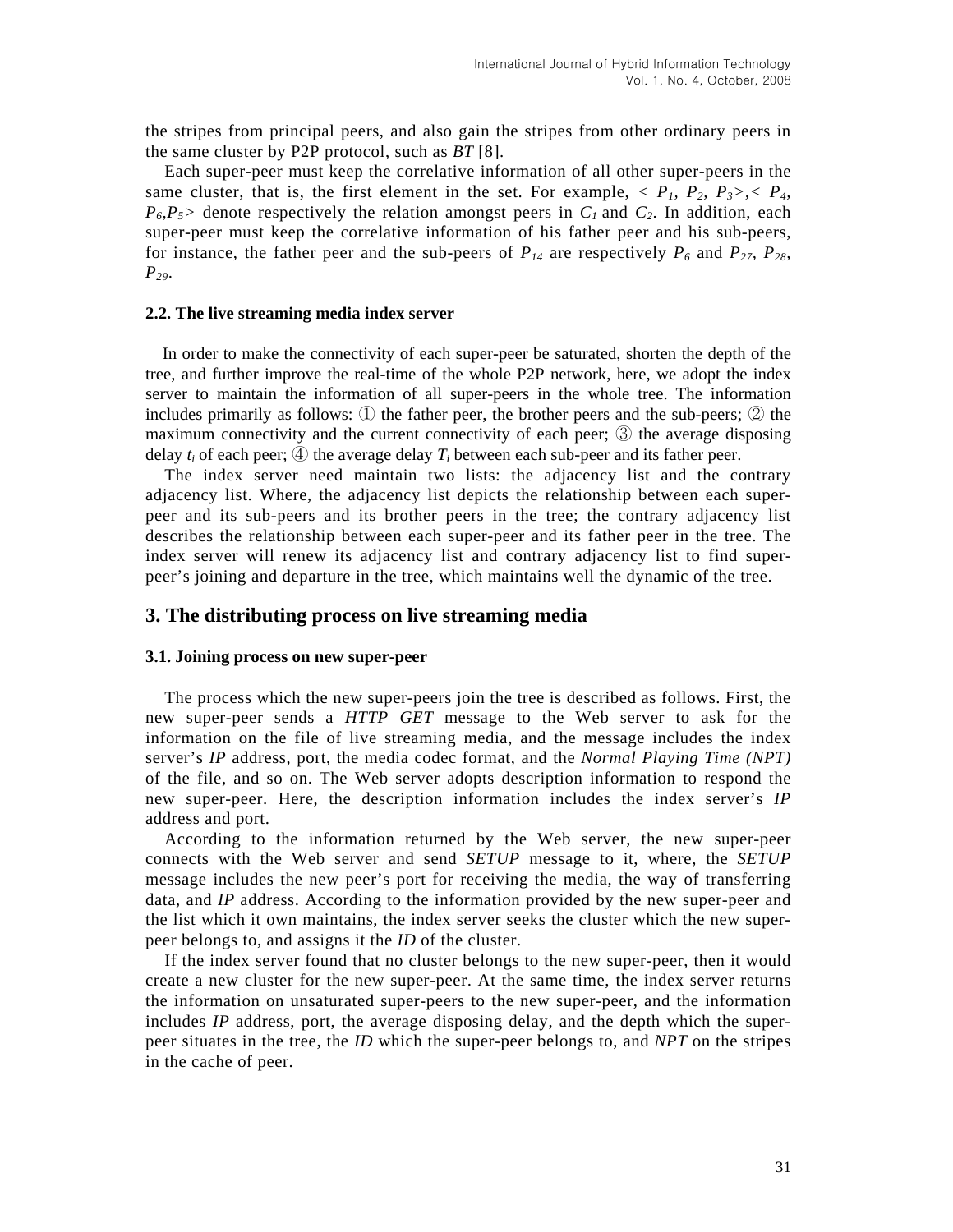the stripes from principal peers, and also gain the stripes from other ordinary peers in the same cluster by P2P protocol, such as *BT* [8].

Each super-peer must keep the correlative information of all other super-peers in the same cluster, that is, the first element in the set. For example, < $P_1$, $P_2$, $P_3$>,< $P_4$, $P_6$,$P_5$> denote respectively the relation amongst peers in $C_1$ and $C_2$. In addition, each super-peer must keep the correlative information of his father peer and his sub-peers, for instance, the father peer and the sub-peers of $P_{14}$ are respectively $P_6$ and $P_{27}$, $P_{28}$, $P_{29}$.

### 2.2. The live streaming media index server

In order to make the connectivity of each super-peer be saturated, shorten the depth of the tree, and further improve the real-time of the whole P2P network, here, we adopt the index server to maintain the information of all super-peers in the whole tree. The information includes primarily as follows: ① the father peer, the brother peers and the sub-peers; ② the maximum connectivity and the current connectivity of each peer; ③ the average disposing delay $t_i$ of each peer; ④ the average delay $T_i$ between each sub-peer and its father peer.

The index server need maintain two lists: the adjacency list and the contrary adjacency list. Where, the adjacency list depicts the relationship between each super-peer and its sub-peers and its brother peers in the tree; the contrary adjacency list describes the relationship between each super-peer and its father peer in the tree. The index server will renew its adjacency list and contrary adjacency list to find super-peer's joining and departure in the tree, which maintains well the dynamic of the tree.

## 3. The distributing process on live streaming media

### 3.1. Joining process on new super-peer

The process which the new super-peers join the tree is described as follows. First, the new super-peer sends a *HTTP GET* message to the Web server to ask for the information on the file of live streaming media, and the message includes the index server's *IP* address, port, the media codec format, and the *Normal Playing Time (NPT)* of the file, and so on. The Web server adopts description information to respond the new super-peer. Here, the description information includes the index server's *IP* address and port.

According to the information returned by the Web server, the new super-peer connects with the Web server and send *SETUP* message to it, where, the *SETUP* message includes the new peer's port for receiving the media, the way of transferring data, and *IP* address. According to the information provided by the new super-peer and the list which it own maintains, the index server seeks the cluster which the new super-peer belongs to, and assigns it the *ID* of the cluster.

If the index server found that no cluster belongs to the new super-peer, then it would create a new cluster for the new super-peer. At the same time, the index server returns the information on unsaturated super-peers to the new super-peer, and the information includes *IP* address, port, the average disposing delay, and the depth which the super-peer situates in the tree, the *ID* which the super-peer belongs to, and *NPT* on the stripes in the cache of peer.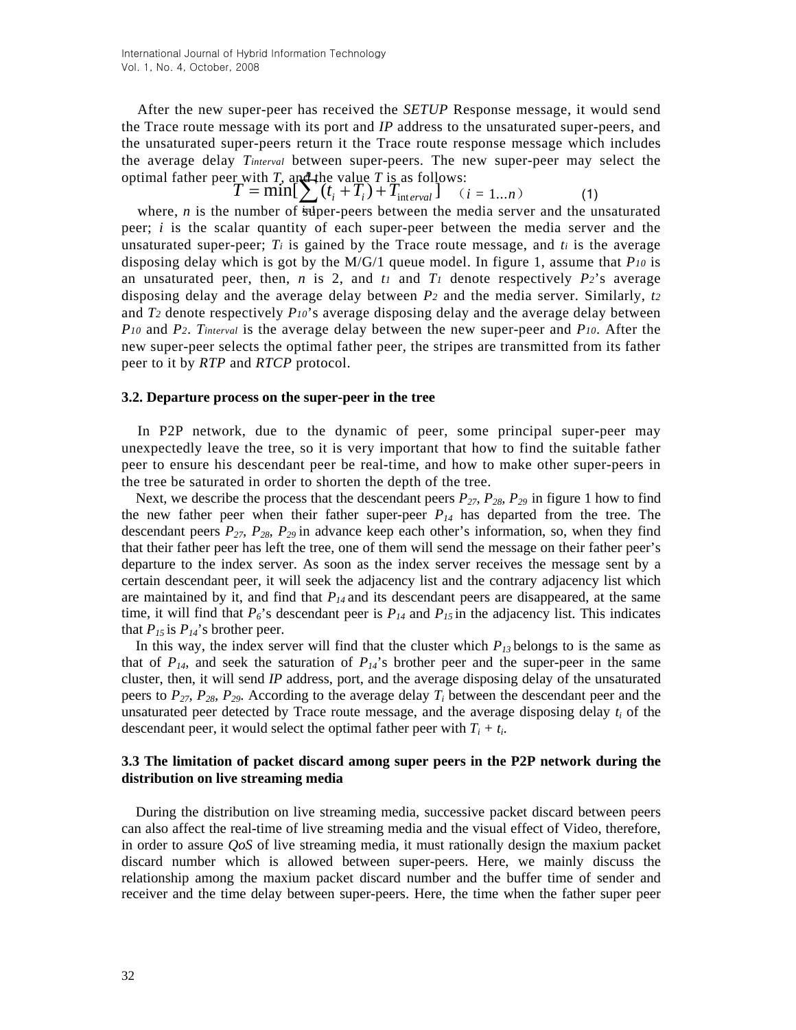After the new super-peer has received the *SETUP* Response message, it would send the Trace route message with its port and *IP* address to the unsaturated super-peers, and the unsaturated super-peers return it the Trace route response message which includes the average delay $T_{interval}$ between super-peers. The new super-peer may select the optimal father peer with *T*, and the value *T* is as follows:

$$T = \min[\sum_{i=1}^{n}(t_i + T_i) + T_{interval}] \quad (i = 1 \ldots n) \tag{1}$$

where, *n* is the number of super-peers between the media server and the unsaturated peer; *i* is the scalar quantity of each super-peer between the media server and the unsaturated super-peer; $T_i$ is gained by the Trace route message, and $t_i$ is the average disposing delay which is got by the M/G/1 queue model. In figure 1, assume that $P_{10}$ is an unsaturated peer, then, *n* is 2, and $t_1$ and $T_1$ denote respectively $P_2$'s average disposing delay and the average delay between $P_2$ and the media server. Similarly, $t_2$ and $T_2$ denote respectively $P_{10}$'s average disposing delay and the average delay between $P_{10}$ and $P_2$. $T_{interval}$ is the average delay between the new super-peer and $P_{10}$. After the new super-peer selects the optimal father peer, the stripes are transmitted from its father peer to it by *RTP* and *RTCP* protocol.

### 3.2. Departure process on the super-peer in the tree

In P2P network, due to the dynamic of peer, some principal super-peer may unexpectedly leave the tree, so it is very important that how to find the suitable father peer to ensure his descendant peer be real-time, and how to make other super-peers in the tree be saturated in order to shorten the depth of the tree.

Next, we describe the process that the descendant peers $P_{27}$, $P_{28}$, $P_{29}$ in figure 1 how to find the new father peer when their father super-peer $P_{14}$ has departed from the tree. The descendant peers $P_{27}$, $P_{28}$, $P_{29}$ in advance keep each other's information, so, when they find that their father peer has left the tree, one of them will send the message on their father peer's departure to the index server. As soon as the index server receives the message sent by a certain descendant peer, it will seek the adjacency list and the contrary adjacency list which are maintained by it, and find that $P_{14}$ and its descendant peers are disappeared, at the same time, it will find that $P_6$'s descendant peer is $P_{14}$ and $P_{15}$ in the adjacency list. This indicates that $P_{15}$ is $P_{14}$'s brother peer.

In this way, the index server will find that the cluster which $P_{13}$ belongs to is the same as that of $P_{14}$, and seek the saturation of $P_{14}$'s brother peer and the super-peer in the same cluster, then, it will send *IP* address, port, and the average disposing delay of the unsaturated peers to $P_{27}$, $P_{28}$, $P_{29}$. According to the average delay $T_i$ between the descendant peer and the unsaturated peer detected by Trace route message, and the average disposing delay $t_i$ of the descendant peer, it would select the optimal father peer with $T_i + t_i$.

### 3.3 The limitation of packet discard among super peers in the P2P network during the distribution on live streaming media

During the distribution on live streaming media, successive packet discard between peers can also affect the real-time of live streaming media and the visual effect of Video, therefore, in order to assure *QoS* of live streaming media, it must rationally design the maxium packet discard number which is allowed between super-peers. Here, we mainly discuss the relationship among the maxium packet discard number and the buffer time of sender and receiver and the time delay between super-peers. Here, the time when the father super peer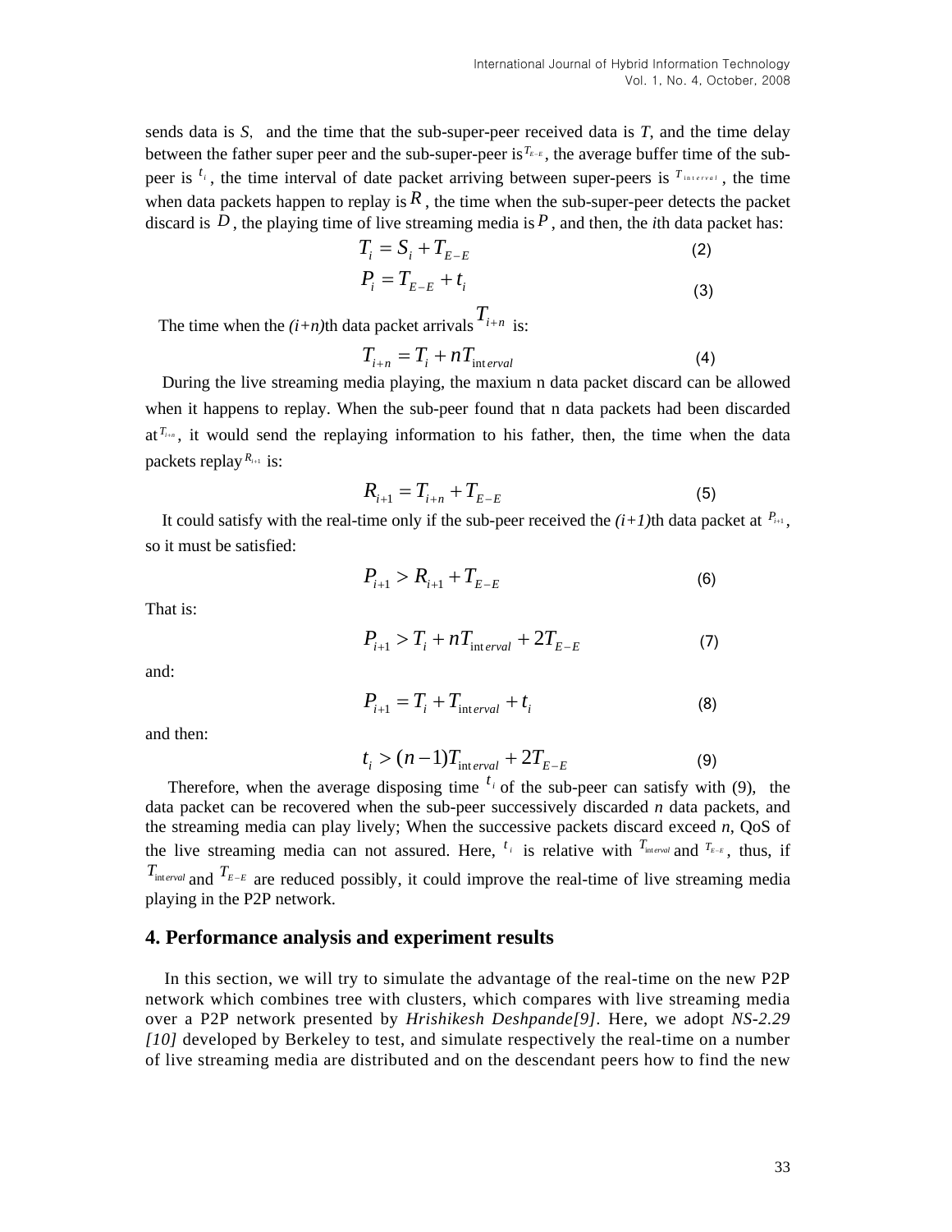sends data is $S$, and the time that the sub-super-peer received data is $T$, and the time delay between the father super peer and the sub-super-peer is $T_{E-E}$, the average buffer time of the sub-peer is $t_i$, the time interval of date packet arriving between super-peers is $T_{interval}$, the time when data packets happen to replay is $R$, the time when the sub-super-peer detects the packet discard is $D$, the playing time of live streaming media is $P$, and then, the *i*th data packet has:

$$T_i = S_i + T_{E-E} \tag{2}$$

$$P_i = T_{E-E} + t_i \tag{3}$$

The time when the *(i+n)*th data packet arrivals $T_{i+n}$ is:

$$T_{i+n} = T_i + nT_{interval} \tag{4}$$

During the live streaming media playing, the maxium n data packet discard can be allowed when it happens to replay. When the sub-peer found that n data packets had been discarded at $T_{i+n}$, it would send the replaying information to his father, then, the time when the data packets replay $R_{i+1}$ is:

$$R_{i+1} = T_{i+n} + T_{E-E} \tag{5}$$

It could satisfy with the real-time only if the sub-peer received the *(i+1)*th data packet at $P_{i+1}$, so it must be satisfied:

$$P_{i+1} > R_{i+1} + T_{E-E} \tag{6}$$

That is:

$$P_{i+1} > T_i + nT_{interval} + 2T_{E-E} \tag{7}$$

and:

$$P_{i+1} = T_i + T_{interval} + t_i \tag{8}$$

and then:

$$t_i > (n-1)T_{interval} + 2T_{E-E} \tag{9}$$

Therefore, when the average disposing time $t_i$ of the sub-peer can satisfy with (9), the data packet can be recovered when the sub-peer successively discarded *n* data packets, and the streaming media can play lively; When the successive packets discard exceed *n*, QoS of the live streaming media can not assured. Here, $t_i$ is relative with $T_{interval}$ and $T_{E-E}$, thus, if $T_{interval}$ and $T_{E-E}$ are reduced possibly, it could improve the real-time of live streaming media playing in the P2P network.

## 4. Performance analysis and experiment results

In this section, we will try to simulate the advantage of the real-time on the new P2P network which combines tree with clusters, which compares with live streaming media over a P2P network presented by *Hrishikesh Deshpande[9]*. Here, we adopt *NS-2.29 [10]* developed by Berkeley to test, and simulate respectively the real-time on a number of live streaming media are distributed and on the descendant peers how to find the new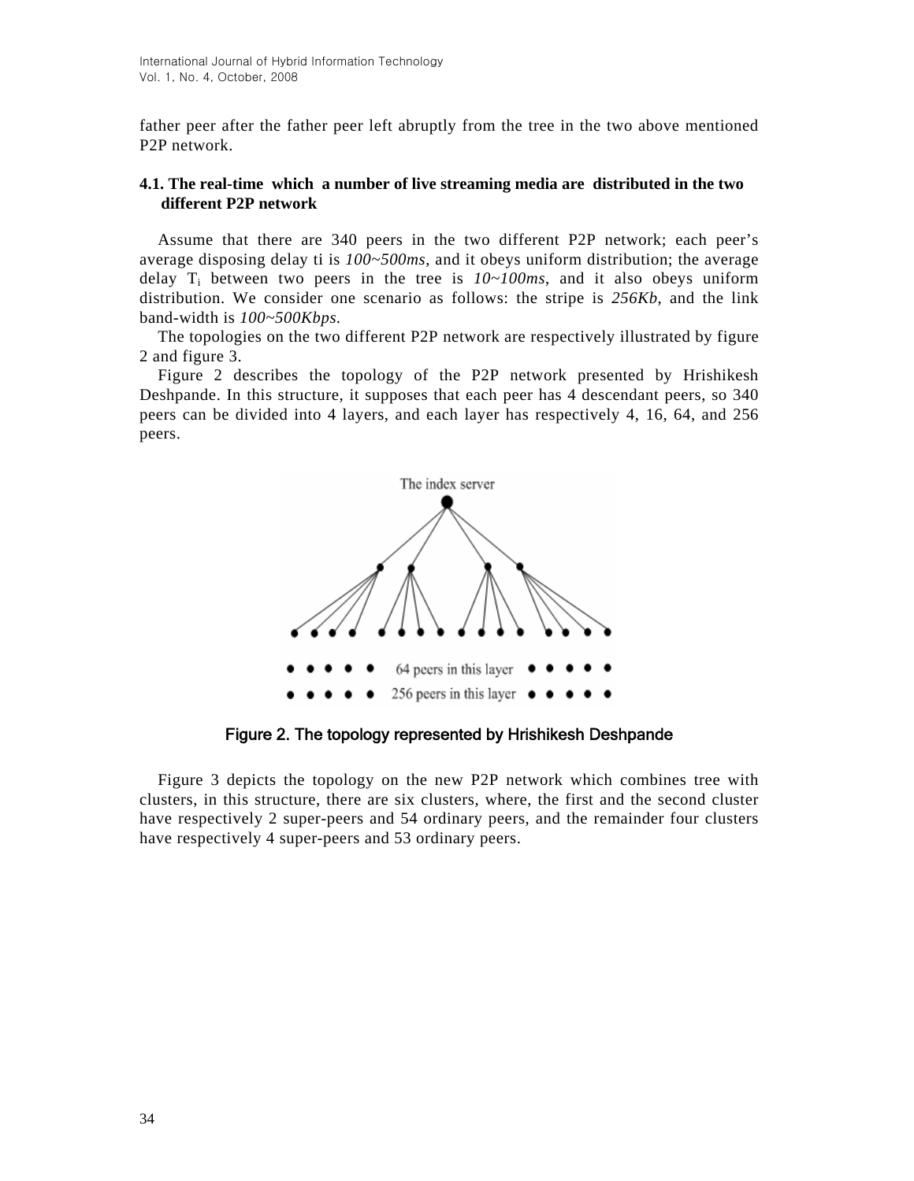father peer after the father peer left abruptly from the tree in the two above mentioned P2P network.

### 4.1. The real-time which a number of live streaming media are distributed in the two different P2P network

Assume that there are 340 peers in the two different P2P network; each peer's average disposing delay ti is *100~500ms*, and it obeys uniform distribution; the average delay $T_i$ between two peers in the tree is *10~100ms*, and it also obeys uniform distribution. We consider one scenario as follows: the stripe is *256Kb*, and the link band-width is *100~500Kbps.*

The topologies on the two different P2P network are respectively illustrated by figure 2 and figure 3.

Figure 2 describes the topology of the P2P network presented by Hrishikesh Deshpande. In this structure, it supposes that each peer has 4 descendant peers, so 340 peers can be divided into 4 layers, and each layer has respectively 4, 16, 64, and 256 peers.

The index server

64 peers in this layer

256 peers in this layer

**Figure 2. The topology represented by Hrishikesh Deshpande**

Figure 3 depicts the topology on the new P2P network which combines tree with clusters, in this structure, there are six clusters, where, the first and the second cluster have respectively 2 super-peers and 54 ordinary peers, and the remainder four clusters have respectively 4 super-peers and 53 ordinary peers.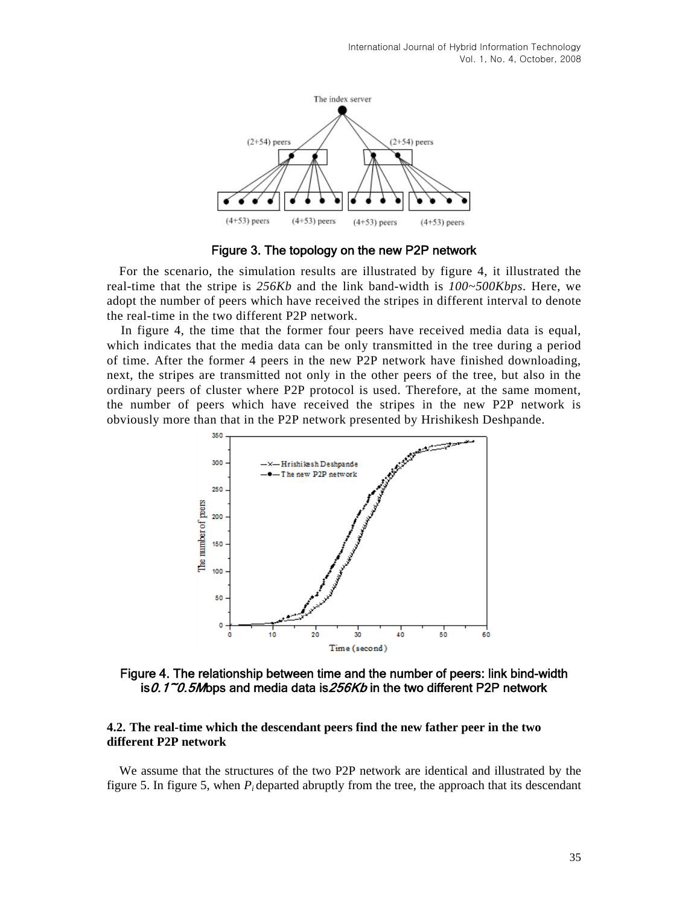Figure 3. The topology on the new P2P network

For the scenario, the simulation results are illustrated by figure 4, it illustrated the real-time that the stripe is *256Kb* and the link band-width is *100~500Kbps*. Here, we adopt the number of peers which have received the stripes in different interval to denote the real-time in the two different P2P network.

In figure 4, the time that the former four peers have received media data is equal, which indicates that the media data can be only transmitted in the tree during a period of time. After the former 4 peers in the new P2P network have finished downloading, next, the stripes are transmitted not only in the other peers of the tree, but also in the ordinary peers of cluster where P2P protocol is used. Therefore, at the same moment, the number of peers which have received the stripes in the new P2P network is obviously more than that in the P2P network presented by Hrishikesh Deshpande.

Figure 4. The relationship between time and the number of peers: link bind-width is *0.1~0.5M*bps and media data is *256Kb* in the two different P2P network

### 4.2. The real-time which the descendant peers find the new father peer in the two different P2P network

We assume that the structures of the two P2P network are identical and illustrated by the figure 5. In figure 5, when $P_i$ departed abruptly from the tree, the approach that its descendant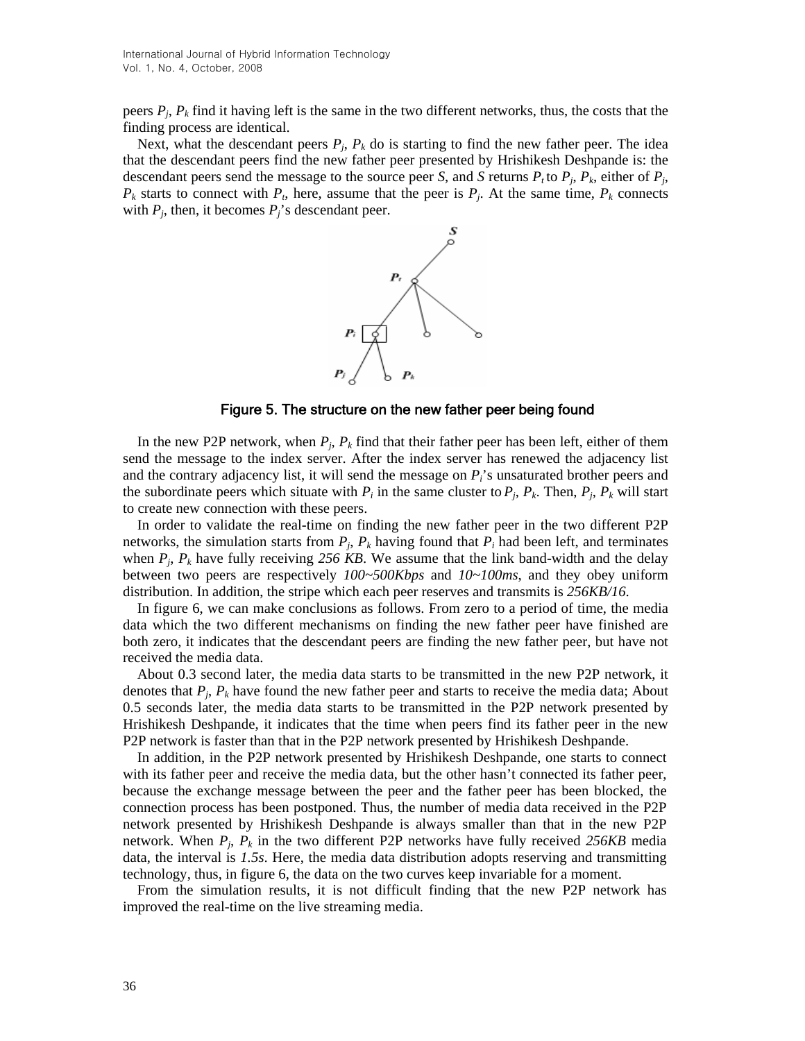peers $P_j$, $P_k$ find it having left is the same in the two different networks, thus, the costs that the finding process are identical.

Next, what the descendant peers $P_j$, $P_k$ do is starting to find the new father peer. The idea that the descendant peers find the new father peer presented by Hrishikesh Deshpande is: the descendant peers send the message to the source peer *S*, and *S* returns $P_t$ to $P_j$, $P_k$, either of $P_j$, $P_k$ starts to connect with $P_t$, here, assume that the peer is $P_j$. At the same time, $P_k$ connects with $P_j$, then, it becomes $P_j$'s descendant peer.

**Figure 5. The structure on the new father peer being found**

In the new P2P network, when $P_j$, $P_k$ find that their father peer has been left, either of them send the message to the index server. After the index server has renewed the adjacency list and the contrary adjacency list, it will send the message on $P_i$'s unsaturated brother peers and the subordinate peers which situate with $P_i$ in the same cluster to $P_j$, $P_k$. Then, $P_j$, $P_k$ will start to create new connection with these peers.

In order to validate the real-time on finding the new father peer in the two different P2P networks, the simulation starts from $P_j$, $P_k$ having found that $P_i$ had been left, and terminates when $P_j$, $P_k$ have fully receiving *256 KB*. We assume that the link band-width and the delay between two peers are respectively *100~500Kbps* and *10~100ms*, and they obey uniform distribution. In addition, the stripe which each peer reserves and transmits is *256KB/16*.

In figure 6, we can make conclusions as follows. From zero to a period of time, the media data which the two different mechanisms on finding the new father peer have finished are both zero, it indicates that the descendant peers are finding the new father peer, but have not received the media data.

About 0.3 second later, the media data starts to be transmitted in the new P2P network, it denotes that $P_j$, $P_k$ have found the new father peer and starts to receive the media data; About 0.5 seconds later, the media data starts to be transmitted in the P2P network presented by Hrishikesh Deshpande, it indicates that the time when peers find its father peer in the new P2P network is faster than that in the P2P network presented by Hrishikesh Deshpande.

In addition, in the P2P network presented by Hrishikesh Deshpande, one starts to connect with its father peer and receive the media data, but the other hasn't connected its father peer, because the exchange message between the peer and the father peer has been blocked, the connection process has been postponed. Thus, the number of media data received in the P2P network presented by Hrishikesh Deshpande is always smaller than that in the new P2P network. When $P_j$, $P_k$ in the two different P2P networks have fully received *256KB* media data, the interval is *1.5s*. Here, the media data distribution adopts reserving and transmitting technology, thus, in figure 6, the data on the two curves keep invariable for a moment.

From the simulation results, it is not difficult finding that the new P2P network has improved the real-time on the live streaming media.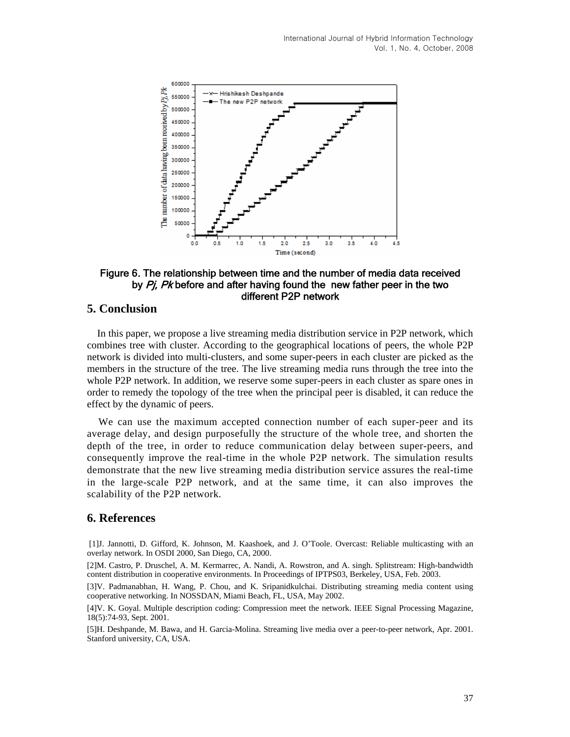Figure 6. The relationship between time and the number of media data received by *Pj, Pk* before and after having found the new father peer in the two different P2P network

## 5. Conclusion

In this paper, we propose a live streaming media distribution service in P2P network, which combines tree with cluster. According to the geographical locations of peers, the whole P2P network is divided into multi-clusters, and some super-peers in each cluster are picked as the members in the structure of the tree. The live streaming media runs through the tree into the whole P2P network. In addition, we reserve some super-peers in each cluster as spare ones in order to remedy the topology of the tree when the principal peer is disabled, it can reduce the effect by the dynamic of peers.

We can use the maximum accepted connection number of each super-peer and its average delay, and design purposefully the structure of the whole tree, and shorten the depth of the tree, in order to reduce communication delay between super-peers, and consequently improve the real-time in the whole P2P network. The simulation results demonstrate that the new live streaming media distribution service assures the real-time in the large-scale P2P network, and at the same time, it can also improves the scalability of the P2P network.

## 6. References

[1]J. Jannotti, D. Gifford, K. Johnson, M. Kaashoek, and J. O'Toole. Overcast: Reliable multicasting with an overlay network. In OSDI 2000, San Diego, CA, 2000.

[2]M. Castro, P. Druschel, A. M. Kermarrec, A. Nandi, A. Rowstron, and A. singh. Splitstream: High-bandwidth content distribution in cooperative environments. In Proceedings of IPTPS03, Berkeley, USA, Feb. 2003.

[3]V. Padmanabhan, H. Wang, P. Chou, and K. Sripanidkulchai. Distributing streaming media content using cooperative networking. In NOSSDAN, Miami Beach, FL, USA, May 2002.

[4]V. K. Goyal. Multiple description coding: Compression meet the network. IEEE Signal Processing Magazine, 18(5):74-93, Sept. 2001.

[5]H. Deshpande, M. Bawa, and H. Garcia-Molina. Streaming live media over a peer-to-peer network, Apr. 2001. Stanford university, CA, USA.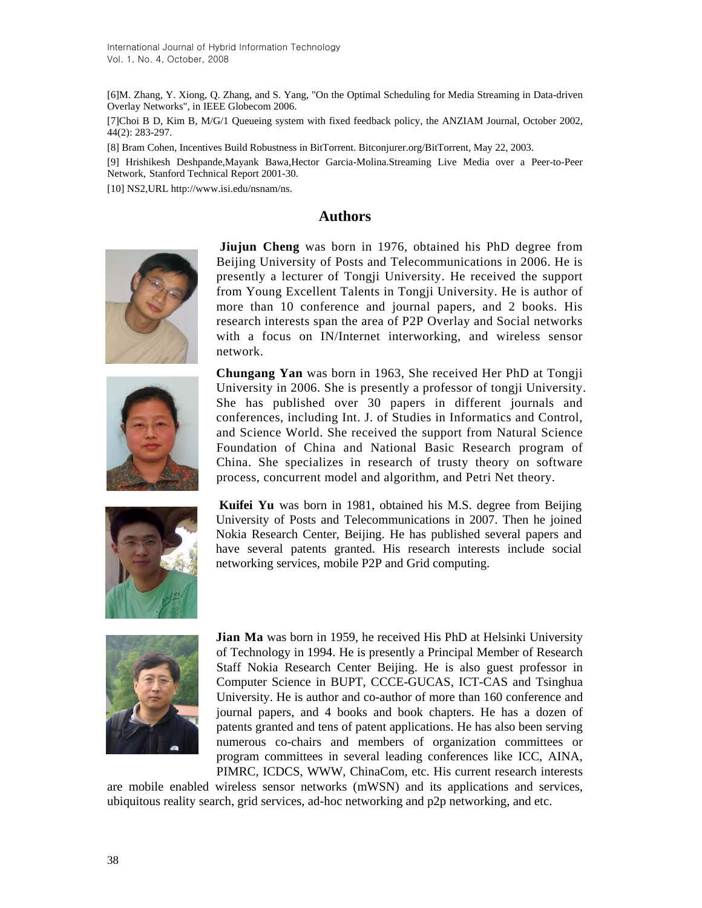[6]M. Zhang, Y. Xiong, Q. Zhang, and S. Yang, "On the Optimal Scheduling for Media Streaming in Data-driven Overlay Networks", in IEEE Globecom 2006.

[7]Choi B D, Kim B, M/G/1 Queueing system with fixed feedback policy, the ANZIAM Journal, October 2002, 44(2): 283-297.

[8] Bram Cohen, Incentives Build Robustness in BitTorrent. Bitconjurer.org/BitTorrent, May 22, 2003.

[9] Hrishikesh Deshpande,Mayank Bawa,Hector Garcia-Molina.Streaming Live Media over a Peer-to-Peer Network, Stanford Technical Report 2001-30.

[10] NS2,URL http://www.isi.edu/nsnam/ns.

## Authors

**Jiujun Cheng** was born in 1976, obtained his PhD degree from Beijing University of Posts and Telecommunications in 2006. He is presently a lecturer of Tongji University. He received the support from Young Excellent Talents in Tongji University. He is author of more than 10 conference and journal papers, and 2 books. His research interests span the area of P2P Overlay and Social networks with a focus on IN/Internet interworking, and wireless sensor network.

**Chungang Yan** was born in 1963, She received Her PhD at Tongji University in 2006. She is presently a professor of tongji University. She has published over 30 papers in different journals and conferences, including Int. J. of Studies in Informatics and Control, and Science World. She received the support from Natural Science Foundation of China and National Basic Research program of China. She specializes in research of trusty theory on software process, concurrent model and algorithm, and Petri Net theory.

**Kuifei Yu** was born in 1981, obtained his M.S. degree from Beijing University of Posts and Telecommunications in 2007. Then he joined Nokia Research Center, Beijing. He has published several papers and have several patents granted. His research interests include social networking services, mobile P2P and Grid computing.

**Jian Ma** was born in 1959, he received His PhD at Helsinki University of Technology in 1994. He is presently a Principal Member of Research Staff Nokia Research Center Beijing. He is also guest professor in Computer Science in BUPT, CCCE-GUCAS, ICT-CAS and Tsinghua University. He is author and co-author of more than 160 conference and journal papers, and 4 books and book chapters. He has a dozen of patents granted and tens of patent applications. He has also been serving numerous co-chairs and members of organization committees or program committees in several leading conferences like ICC, AINA, PIMRC, ICDCS, WWW, ChinaCom, etc. His current research interests are mobile enabled wireless sensor networks (mWSN) and its applications and services, ubiquitous reality search, grid services, ad-hoc networking and p2p networking, and etc.